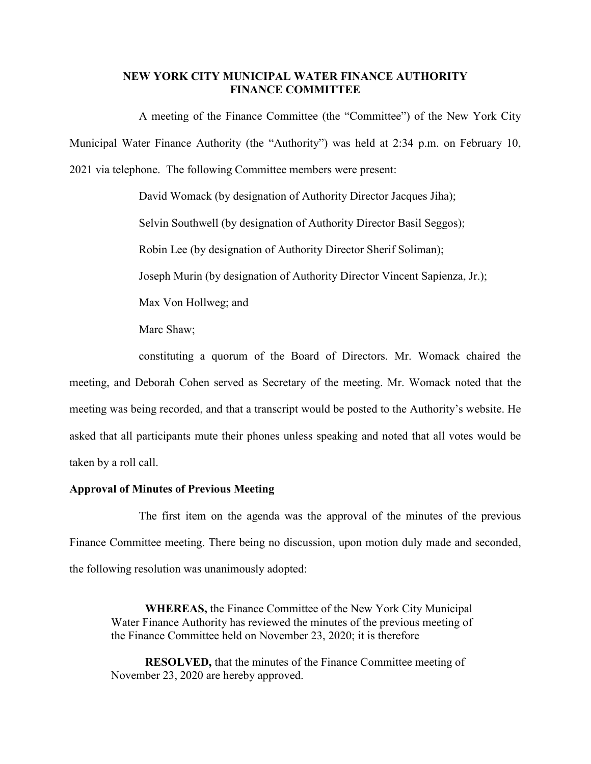# NEW YORK CITY MUNICIPAL WATER FINANCE AUTHORITY
# FINANCE COMMITTEE

A meeting of the Finance Committee (the "Committee") of the New York City Municipal Water Finance Authority (the "Authority") was held at 2:34 p.m. on February 10, 2021 via telephone. The following Committee members were present:

David Womack (by designation of Authority Director Jacques Jiha);

Selvin Southwell (by designation of Authority Director Basil Seggos);

Robin Lee (by designation of Authority Director Sherif Soliman);

Joseph Murin (by designation of Authority Director Vincent Sapienza, Jr.);

Max Von Hollweg; and

Marc Shaw;

constituting a quorum of the Board of Directors. Mr. Womack chaired the meeting, and Deborah Cohen served as Secretary of the meeting. Mr. Womack noted that the meeting was being recorded, and that a transcript would be posted to the Authority's website. He asked that all participants mute their phones unless speaking and noted that all votes would be taken by a roll call.

**Approval of Minutes of Previous Meeting**

The first item on the agenda was the approval of the minutes of the previous Finance Committee meeting. There being no discussion, upon motion duly made and seconded, the following resolution was unanimously adopted:

> **WHEREAS,** the Finance Committee of the New York City Municipal Water Finance Authority has reviewed the minutes of the previous meeting of the Finance Committee held on November 23, 2020; it is therefore
>
> **RESOLVED,** that the minutes of the Finance Committee meeting of November 23, 2020 are hereby approved.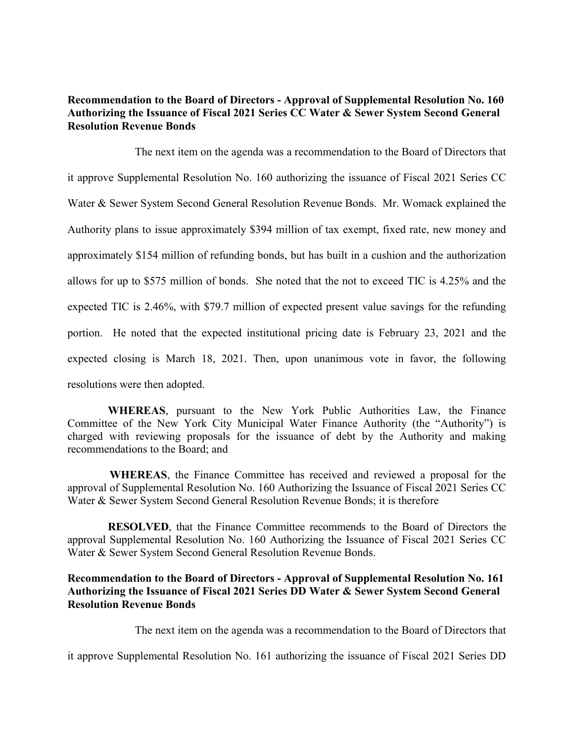**Recommendation to the Board of Directors - Approval of Supplemental Resolution No. 160 Authorizing the Issuance of Fiscal 2021 Series CC Water & Sewer System Second General Resolution Revenue Bonds**

The next item on the agenda was a recommendation to the Board of Directors that it approve Supplemental Resolution No. 160 authorizing the issuance of Fiscal 2021 Series CC Water & Sewer System Second General Resolution Revenue Bonds. Mr. Womack explained the Authority plans to issue approximately $394 million of tax exempt, fixed rate, new money and approximately $154 million of refunding bonds, but has built in a cushion and the authorization allows for up to $575 million of bonds. She noted that the not to exceed TIC is 4.25% and the expected TIC is 2.46%, with $79.7 million of expected present value savings for the refunding portion. He noted that the expected institutional pricing date is February 23, 2021 and the expected closing is March 18, 2021. Then, upon unanimous vote in favor, the following resolutions were then adopted.

**WHEREAS**, pursuant to the New York Public Authorities Law, the Finance Committee of the New York City Municipal Water Finance Authority (the "Authority") is charged with reviewing proposals for the issuance of debt by the Authority and making recommendations to the Board; and

**WHEREAS**, the Finance Committee has received and reviewed a proposal for the approval of Supplemental Resolution No. 160 Authorizing the Issuance of Fiscal 2021 Series CC Water & Sewer System Second General Resolution Revenue Bonds; it is therefore

**RESOLVED**, that the Finance Committee recommends to the Board of Directors the approval Supplemental Resolution No. 160 Authorizing the Issuance of Fiscal 2021 Series CC Water & Sewer System Second General Resolution Revenue Bonds.

**Recommendation to the Board of Directors - Approval of Supplemental Resolution No. 161 Authorizing the Issuance of Fiscal 2021 Series DD Water & Sewer System Second General Resolution Revenue Bonds**

The next item on the agenda was a recommendation to the Board of Directors that it approve Supplemental Resolution No. 161 authorizing the issuance of Fiscal 2021 Series DD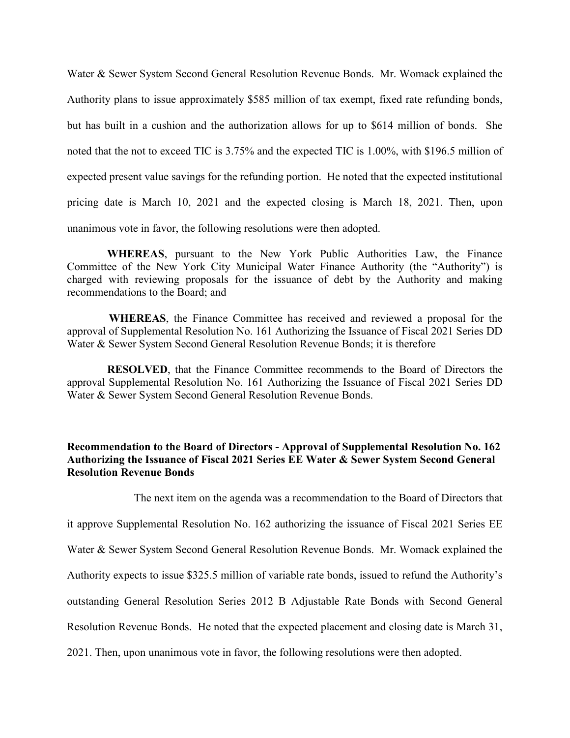Water & Sewer System Second General Resolution Revenue Bonds. Mr. Womack explained the Authority plans to issue approximately $585 million of tax exempt, fixed rate refunding bonds, but has built in a cushion and the authorization allows for up to $614 million of bonds. She noted that the not to exceed TIC is 3.75% and the expected TIC is 1.00%, with $196.5 million of expected present value savings for the refunding portion. He noted that the expected institutional pricing date is March 10, 2021 and the expected closing is March 18, 2021. Then, upon unanimous vote in favor, the following resolutions were then adopted.

**WHEREAS**, pursuant to the New York Public Authorities Law, the Finance Committee of the New York City Municipal Water Finance Authority (the "Authority") is charged with reviewing proposals for the issuance of debt by the Authority and making recommendations to the Board; and

**WHEREAS**, the Finance Committee has received and reviewed a proposal for the approval of Supplemental Resolution No. 161 Authorizing the Issuance of Fiscal 2021 Series DD Water & Sewer System Second General Resolution Revenue Bonds; it is therefore

**RESOLVED**, that the Finance Committee recommends to the Board of Directors the approval Supplemental Resolution No. 161 Authorizing the Issuance of Fiscal 2021 Series DD Water & Sewer System Second General Resolution Revenue Bonds.

**Recommendation to the Board of Directors - Approval of Supplemental Resolution No. 162 Authorizing the Issuance of Fiscal 2021 Series EE Water & Sewer System Second General Resolution Revenue Bonds**

The next item on the agenda was a recommendation to the Board of Directors that it approve Supplemental Resolution No. 162 authorizing the issuance of Fiscal 2021 Series EE Water & Sewer System Second General Resolution Revenue Bonds. Mr. Womack explained the Authority expects to issue $325.5 million of variable rate bonds, issued to refund the Authority's outstanding General Resolution Series 2012 B Adjustable Rate Bonds with Second General Resolution Revenue Bonds. He noted that the expected placement and closing date is March 31, 2021. Then, upon unanimous vote in favor, the following resolutions were then adopted.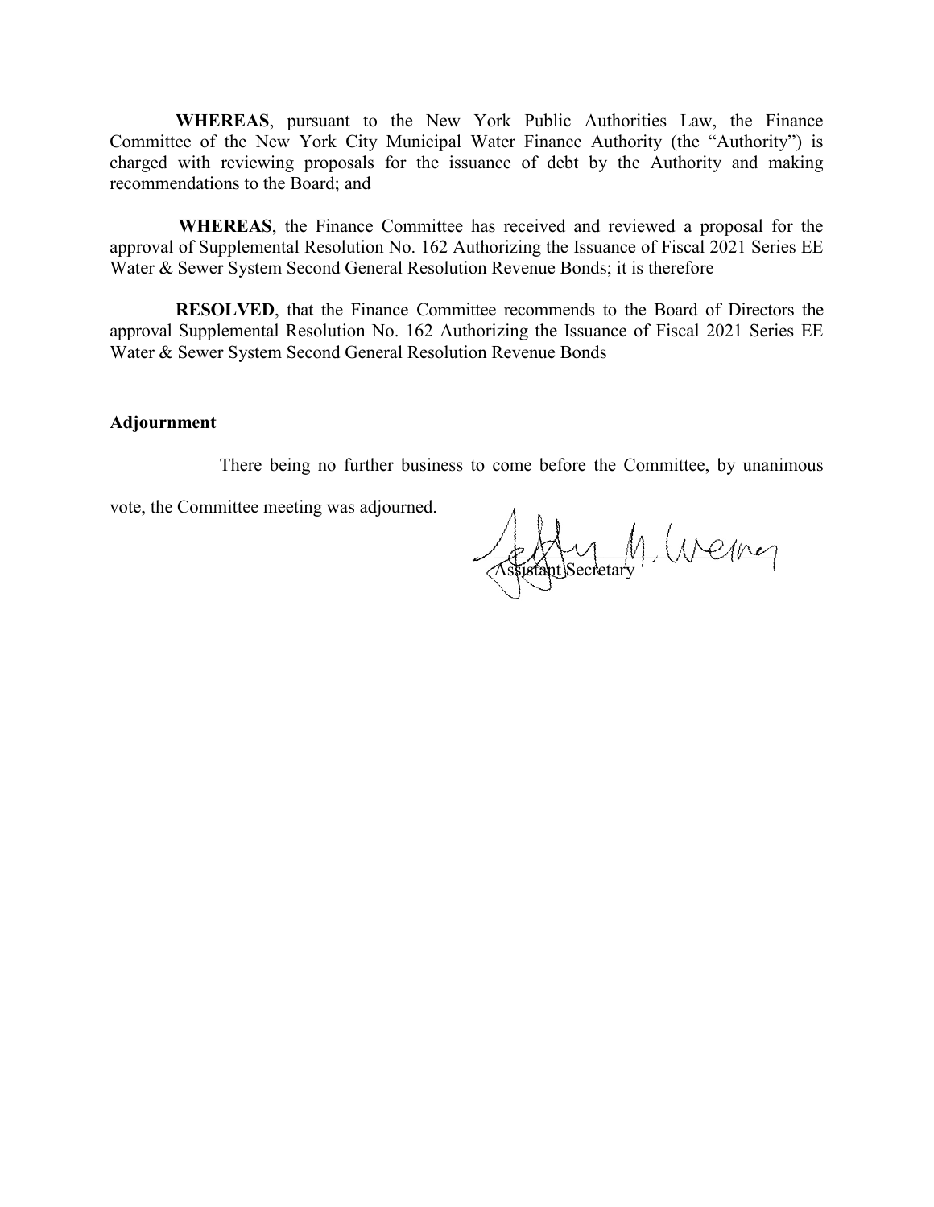**WHEREAS**, pursuant to the New York Public Authorities Law, the Finance Committee of the New York City Municipal Water Finance Authority (the "Authority") is charged with reviewing proposals for the issuance of debt by the Authority and making recommendations to the Board; and

**WHEREAS**, the Finance Committee has received and reviewed a proposal for the approval of Supplemental Resolution No. 162 Authorizing the Issuance of Fiscal 2021 Series EE Water & Sewer System Second General Resolution Revenue Bonds; it is therefore

**RESOLVED**, that the Finance Committee recommends to the Board of Directors the approval Supplemental Resolution No. 162 Authorizing the Issuance of Fiscal 2021 Series EE Water & Sewer System Second General Resolution Revenue Bonds

**Adjournment**

There being no further business to come before the Committee, by unanimous vote, the Committee meeting was adjourned.

Assistant Secretary